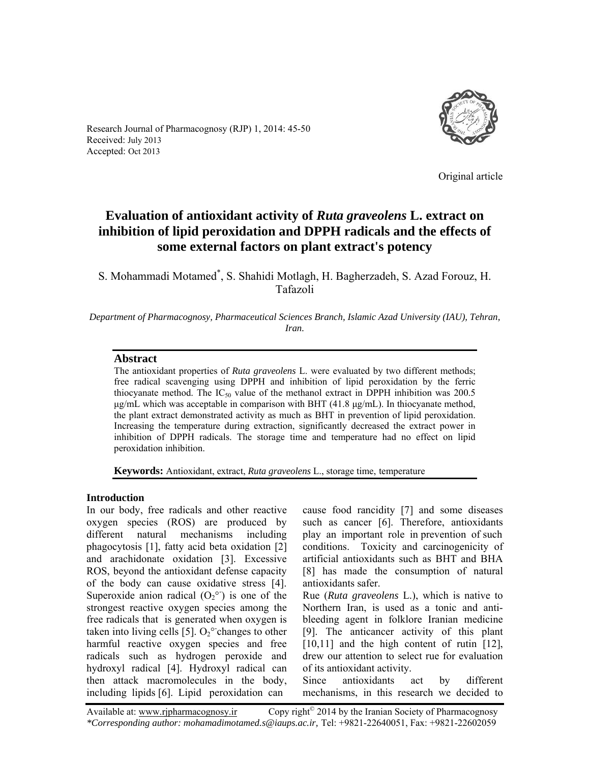Research Journal of Pharmacognosy (RJP) 1, 2014: 45-50
Received: July 2013
Accepted: Oct 2013

Original article

# Evaluation of antioxidant activity of *Ruta graveolens* L. extract on inhibition of lipid peroxidation and DPPH radicals and the effects of some external factors on plant extract's potency

S. Mohammadi Motamed*, S. Shahidi Motlagh, H. Bagherzadeh, S. Azad Forouz, H. Tafazoli

*Department of Pharmacognosy, Pharmaceutical Sciences Branch, Islamic Azad University (IAU), Tehran, Iran.*

## Abstract

The antioxidant properties of *Ruta graveolens* L. were evaluated by two different methods; free radical scavenging using DPPH and inhibition of lipid peroxidation by the ferric thiocyanate method. The $IC_{50}$ value of the methanol extract in DPPH inhibition was 200.5 μg/mL which was acceptable in comparison with BHT (41.8 μg/mL). In thiocyanate method, the plant extract demonstrated activity as much as BHT in prevention of lipid peroxidation. Increasing the temperature during extraction, significantly decreased the extract power in inhibition of DPPH radicals. The storage time and temperature had no effect on lipid peroxidation inhibition.

**Keywords:** Antioxidant, extract, *Ruta graveolens* L., storage time, temperature

## Introduction

In our body, free radicals and other reactive oxygen species (ROS) are produced by different natural mechanisms including phagocytosis [1], fatty acid beta oxidation [2] and arachidonate oxidation [3]. Excessive ROS, beyond the antioxidant defense capacity of the body can cause oxidative stress [4]. Superoxide anion radical ($O_2^{\circ-}$) is one of the strongest reactive oxygen species among the free radicals that is generated when oxygen is taken into living cells [5]. $O_2^{\circ-}$ changes to other harmful reactive oxygen species and free radicals such as hydrogen peroxide and hydroxyl radical [4]. Hydroxyl radical can then attack macromolecules in the body, including lipids [6]. Lipid peroxidation can cause food rancidity [7] and some diseases such as cancer [6]. Therefore, antioxidants play an important role in prevention of such conditions. Toxicity and carcinogenicity of artificial antioxidants such as BHT and BHA [8] has made the consumption of natural antioxidants safer.

Rue (*Ruta graveolens* L.), which is native to Northern Iran, is used as a tonic and anti-bleeding agent in folklore Iranian medicine [9]. The anticancer activity of this plant [10,11] and the high content of rutin [12], drew our attention to select rue for evaluation of its antioxidant activity.

Since antioxidants act by different mechanisms, in this research we decided to

Available at: www.rjpharmacognosy.ir Copy right© 2014 by the Iranian Society of Pharmacognosy
*Corresponding author: mohamadimotamed.s@iaups.ac.ir, Tel: +9821-22640051, Fax: +9821-22602059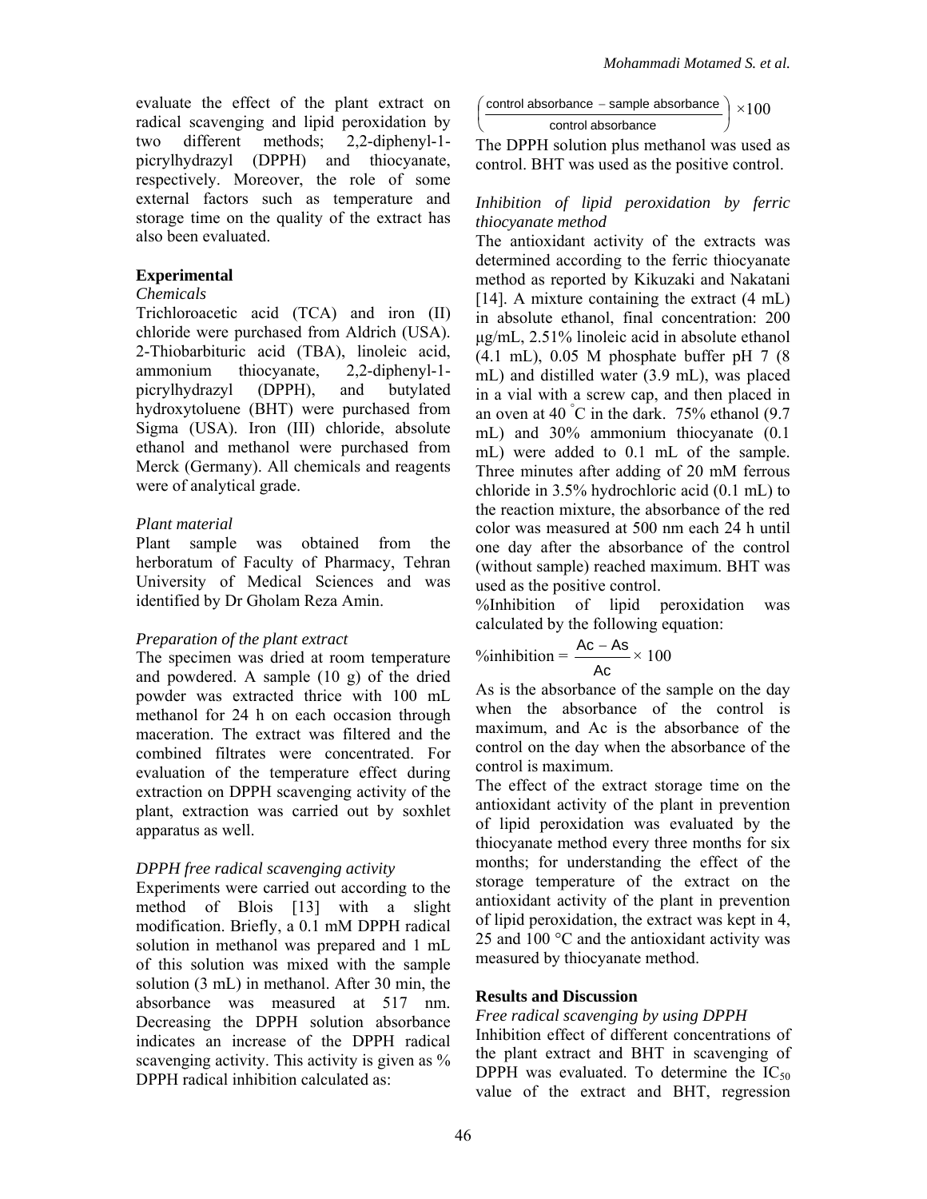evaluate the effect of the plant extract on radical scavenging and lipid peroxidation by two different methods; 2,2-diphenyl-1-picrylhydrazyl (DPPH) and thiocyanate, respectively. Moreover, the role of some external factors such as temperature and storage time on the quality of the extract has also been evaluated.

## Experimental

*Chemicals*

Trichloroacetic acid (TCA) and iron (II) chloride were purchased from Aldrich (USA). 2-Thiobarbituric acid (TBA), linoleic acid, ammonium thiocyanate, 2,2-diphenyl-1-picrylhydrazyl (DPPH), and butylated hydroxytoluene (BHT) were purchased from Sigma (USA). Iron (III) chloride, absolute ethanol and methanol were purchased from Merck (Germany). All chemicals and reagents were of analytical grade.

*Plant material*

Plant sample was obtained from the herboratum of Faculty of Pharmacy, Tehran University of Medical Sciences and was identified by Dr Gholam Reza Amin.

*Preparation of the plant extract*

The specimen was dried at room temperature and powdered. A sample (10 g) of the dried powder was extracted thrice with 100 mL methanol for 24 h on each occasion through maceration. The extract was filtered and the combined filtrates were concentrated. For evaluation of the temperature effect during extraction on DPPH scavenging activity of the plant, extraction was carried out by soxhlet apparatus as well.

*DPPH free radical scavenging activity*

Experiments were carried out according to the method of Blois [13] with a slight modification. Briefly, a 0.1 mM DPPH radical solution in methanol was prepared and 1 mL of this solution was mixed with the sample solution (3 mL) in methanol. After 30 min, the absorbance was measured at 517 nm. Decreasing the DPPH solution absorbance indicates an increase of the DPPH radical scavenging activity. This activity is given as % DPPH radical inhibition calculated as:

$$\left(\frac{\text{control absorbance} - \text{sample absorbance}}{\text{control absorbance}}\right) \times 100$$

The DPPH solution plus methanol was used as control. BHT was used as the positive control.

*Inhibition of lipid peroxidation by ferric thiocyanate method*

The antioxidant activity of the extracts was determined according to the ferric thiocyanate method as reported by Kikuzaki and Nakatani [14]. A mixture containing the extract (4 mL) in absolute ethanol, final concentration: 200 μg/mL, 2.51% linoleic acid in absolute ethanol (4.1 mL), 0.05 M phosphate buffer pH 7 (8 mL) and distilled water (3.9 mL), was placed in a vial with a screw cap, and then placed in an oven at 40 °C in the dark. 75% ethanol (9.7 mL) and 30% ammonium thiocyanate (0.1 mL) were added to 0.1 mL of the sample. Three minutes after adding of 20 mM ferrous chloride in 3.5% hydrochloric acid (0.1 mL) to the reaction mixture, the absorbance of the red color was measured at 500 nm each 24 h until one day after the absorbance of the control (without sample) reached maximum. BHT was used as the positive control.

%Inhibition of lipid peroxidation was calculated by the following equation:

$$\%\text{inhibition} = \frac{\text{Ac} - \text{As}}{\text{Ac}} \times 100$$

As is the absorbance of the sample on the day when the absorbance of the control is maximum, and Ac is the absorbance of the control on the day when the absorbance of the control is maximum.

The effect of the extract storage time on the antioxidant activity of the plant in prevention of lipid peroxidation was evaluated by the thiocyanate method every three months for six months; for understanding the effect of the storage temperature of the extract on the antioxidant activity of the plant in prevention of lipid peroxidation, the extract was kept in 4, 25 and 100 °C and the antioxidant activity was measured by thiocyanate method.

## Results and Discussion

*Free radical scavenging by using DPPH*

Inhibition effect of different concentrations of the plant extract and BHT in scavenging of DPPH was evaluated. To determine the $IC_{50}$ value of the extract and BHT, regression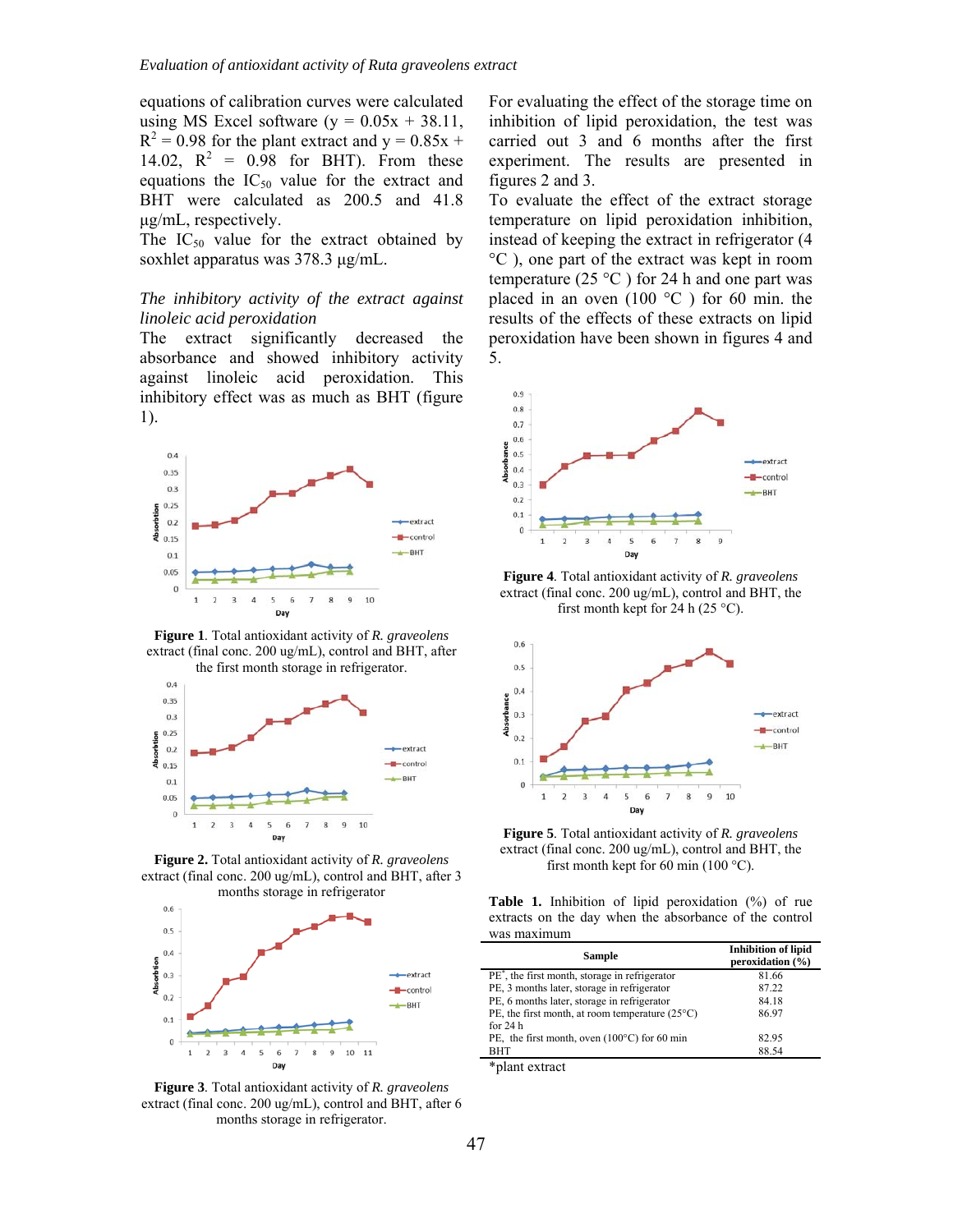equations of calibration curves were calculated using MS Excel software ($y = 0.05x + 38.11$, $R^2 = 0.98$ for the plant extract and $y = 0.85x + 14.02$, $R^2 = 0.98$ for BHT). From these equations the $IC_{50}$ value for the extract and BHT were calculated as 200.5 and 41.8 µg/mL, respectively.

The $IC_{50}$ value for the extract obtained by soxhlet apparatus was 378.3 µg/mL.

*The inhibitory activity of the extract against linoleic acid peroxidation*

The extract significantly decreased the absorbance and showed inhibitory activity against linoleic acid peroxidation. This inhibitory effect was as much as BHT (figure 1).

**Figure 1**. Total antioxidant activity of *R. graveolens* extract (final conc. 200 ug/mL), control and BHT, after the first month storage in refrigerator.

**Figure 2.** Total antioxidant activity of *R. graveolens* extract (final conc. 200 ug/mL), control and BHT, after 3 months storage in refrigerator

**Figure 3**. Total antioxidant activity of *R. graveolens* extract (final conc. 200 ug/mL), control and BHT, after 6 months storage in refrigerator.

For evaluating the effect of the storage time on inhibition of lipid peroxidation, the test was carried out 3 and 6 months after the first experiment. The results are presented in figures 2 and 3.

To evaluate the effect of the extract storage temperature on lipid peroxidation inhibition, instead of keeping the extract in refrigerator (4 °C ), one part of the extract was kept in room temperature (25 °C ) for 24 h and one part was placed in an oven (100 °C ) for 60 min. the results of the effects of these extracts on lipid peroxidation have been shown in figures 4 and 5.

**Figure 4**. Total antioxidant activity of *R. graveolens* extract (final conc. 200 ug/mL), control and BHT, the first month kept for 24 h (25 °C).

**Figure 5**. Total antioxidant activity of *R. graveolens* extract (final conc. 200 ug/mL), control and BHT, the first month kept for 60 min (100 °C).

**Table 1.** Inhibition of lipid peroxidation (%) of rue extracts on the day when the absorbance of the control was maximum

| Sample | Inhibition of lipid peroxidation (%) |
|---|---|
| PE*, the first month, storage in refrigerator | 81.66 |
| PE, 3 months later, storage in refrigerator | 87.22 |
| PE, 6 months later, storage in refrigerator | 84.18 |
| PE, the first month, at room temperature (25°C) for 24 h | 86.97 |
| PE, the first month, oven (100°C) for 60 min | 82.95 |
| BHT | 88.54 |

*plant extract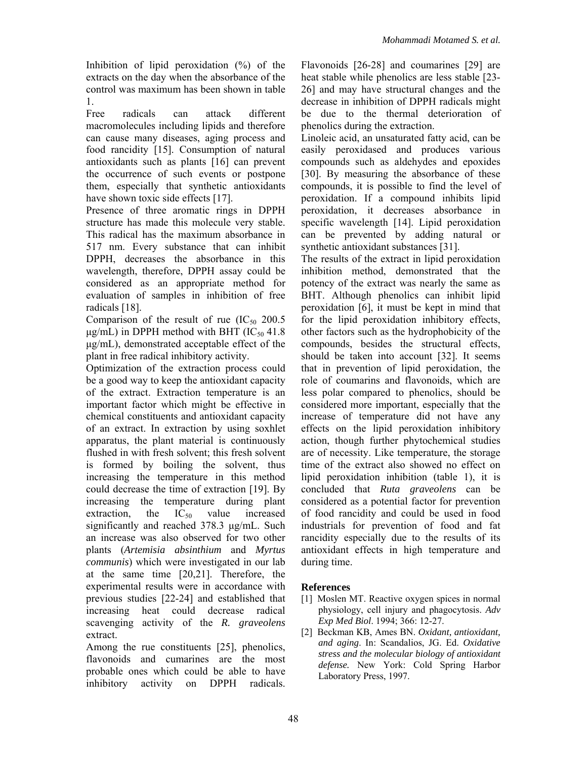Inhibition of lipid peroxidation (%) of the extracts on the day when the absorbance of the control was maximum has been shown in table 1.

Free radicals can attack different macromolecules including lipids and therefore can cause many diseases, aging process and food rancidity [15]. Consumption of natural antioxidants such as plants [16] can prevent the occurrence of such events or postpone them, especially that synthetic antioxidants have shown toxic side effects [17].

Presence of three aromatic rings in DPPH structure has made this molecule very stable. This radical has the maximum absorbance in 517 nm. Every substance that can inhibit DPPH, decreases the absorbance in this wavelength, therefore, DPPH assay could be considered as an appropriate method for evaluation of samples in inhibition of free radicals [18].

Comparison of the result of rue ($IC_{50}$ 200.5 µg/mL) in DPPH method with BHT ($IC_{50}$ 41.8 µg/mL), demonstrated acceptable effect of the plant in free radical inhibitory activity.

Optimization of the extraction process could be a good way to keep the antioxidant capacity of the extract. Extraction temperature is an important factor which might be effective in chemical constituents and antioxidant capacity of an extract. In extraction by using soxhlet apparatus, the plant material is continuously flushed in with fresh solvent; this fresh solvent is formed by boiling the solvent, thus increasing the temperature in this method could decrease the time of extraction [19]. By increasing the temperature during plant extraction, the $IC_{50}$ value increased significantly and reached 378.3 µg/mL. Such an increase was also observed for two other plants (*Artemisia absinthium* and *Myrtus communis*) which were investigated in our lab at the same time [20,21]. Therefore, the experimental results were in accordance with previous studies [22-24] and established that increasing heat could decrease radical scavenging activity of the *R. graveolens* extract.

Among the rue constituents [25], phenolics, flavonoids and cumarines are the most probable ones which could be able to have inhibitory activity on DPPH radicals. Flavonoids [26-28] and coumarines [29] are heat stable while phenolics are less stable [23-26] and may have structural changes and the decrease in inhibition of DPPH radicals might be due to the thermal deterioration of phenolics during the extraction.

Linoleic acid, an unsaturated fatty acid, can be easily peroxidased and produces various compounds such as aldehydes and epoxides [30]. By measuring the absorbance of these compounds, it is possible to find the level of peroxidation. If a compound inhibits lipid peroxidation, it decreases absorbance in specific wavelength [14]. Lipid peroxidation can be prevented by adding natural or synthetic antioxidant substances [31].

The results of the extract in lipid peroxidation inhibition method, demonstrated that the potency of the extract was nearly the same as BHT. Although phenolics can inhibit lipid peroxidation [6], it must be kept in mind that for the lipid peroxidation inhibitory effects, other factors such as the hydrophobicity of the compounds, besides the structural effects, should be taken into account [32]. It seems that in prevention of lipid peroxidation, the role of coumarins and flavonoids, which are less polar compared to phenolics, should be considered more important, especially that the increase of temperature did not have any effects on the lipid peroxidation inhibitory action, though further phytochemical studies are of necessity. Like temperature, the storage time of the extract also showed no effect on lipid peroxidation inhibition (table 1), it is concluded that *Ruta graveolens* can be considered as a potential factor for prevention of food rancidity and could be used in food industrials for prevention of food and fat rancidity especially due to the results of its antioxidant effects in high temperature and during time.

## References

[1] Moslen MT. Reactive oxygen spices in normal physiology, cell injury and phagocytosis. *Adv Exp Med Biol*. 1994; 366: 12-27.

[2] Beckman KB, Ames BN. *Oxidant, antioxidant, and aging*. In: Scandalios, JG. Ed. *Oxidative stress and the molecular biology of antioxidant defense.* New York: Cold Spring Harbor Laboratory Press, 1997.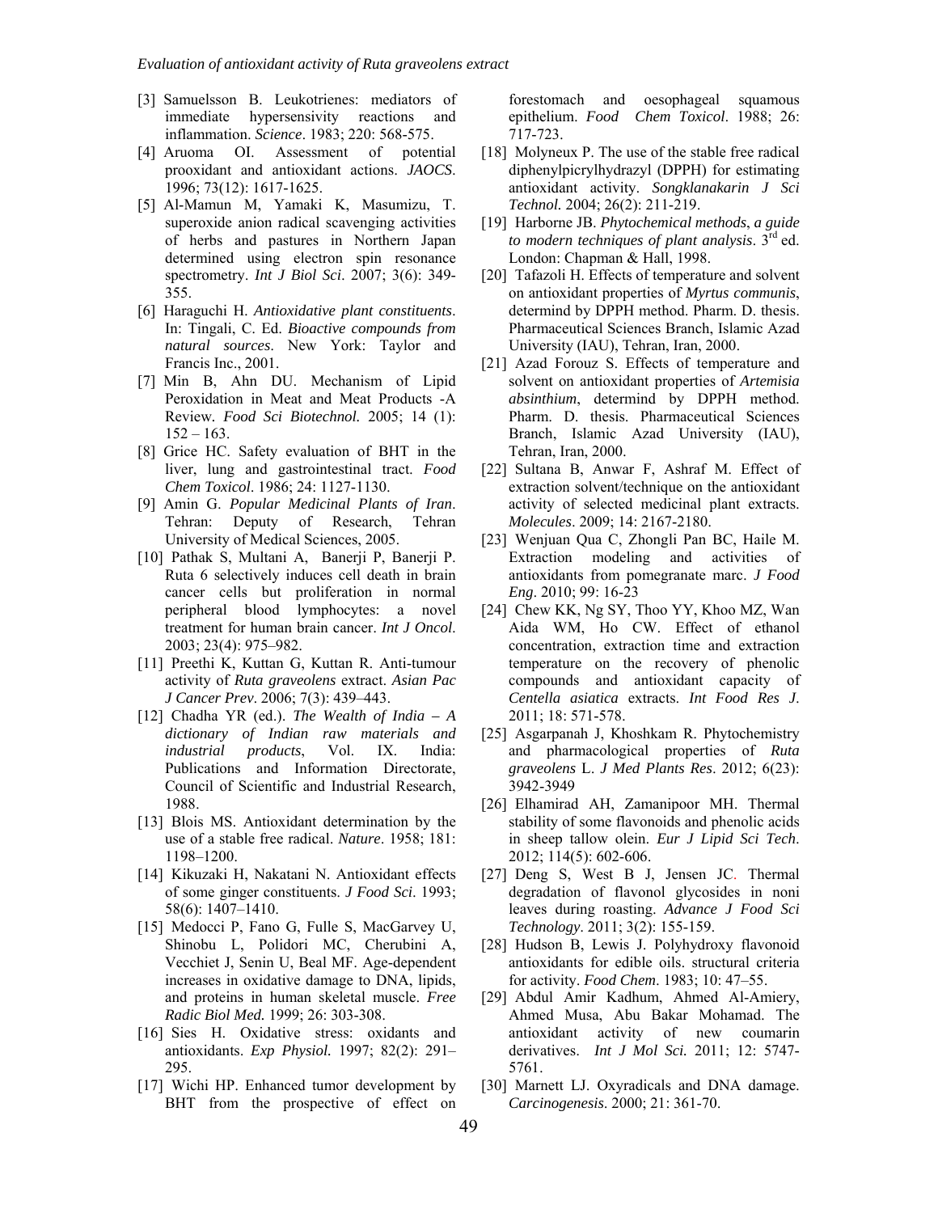[3] Samuelsson B. Leukotrienes: mediators of immediate hypersensivity reactions and inflammation. *Science*. 1983; 220: 568-575.

[4] Aruoma OI. Assessment of potential prooxidant and antioxidant actions. *JAOCS*. 1996; 73(12): 1617-1625.

[5] Al-Mamun M, Yamaki K, Masumizu, T. superoxide anion radical scavenging activities of herbs and pastures in Northern Japan determined using electron spin resonance spectrometry. *Int J Biol Sci*. 2007; 3(6): 349-355.

[6] Haraguchi H. *Antioxidative plant constituents*. In: Tingali, C. Ed. *Bioactive compounds from natural sources*. New York: Taylor and Francis Inc., 2001.

[7] Min B, Ahn DU. Mechanism of Lipid Peroxidation in Meat and Meat Products -A Review. *Food Sci Biotechnol.* 2005; 14 (1): 152 – 163.

[8] Grice HC. Safety evaluation of BHT in the liver, lung and gastrointestinal tract. *Food Chem Toxicol*. 1986; 24: 1127-1130.

[9] Amin G. *Popular Medicinal Plants of Iran*. Tehran: Deputy of Research, Tehran University of Medical Sciences, 2005.

[10] Pathak S, Multani A, Banerji P, Banerji P. Ruta 6 selectively induces cell death in brain cancer cells but proliferation in normal peripheral blood lymphocytes: a novel treatment for human brain cancer. *Int J Oncol*. 2003; 23(4): 975–982.

[11] Preethi K, Kuttan G, Kuttan R. Anti-tumour activity of *Ruta graveolens* extract. *Asian Pac J Cancer Prev*. 2006; 7(3): 439–443.

[12] Chadha YR (ed.). *The Wealth of India – A dictionary of Indian raw materials and industrial products*, Vol. IX. India: Publications and Information Directorate, Council of Scientific and Industrial Research, 1988.

[13] Blois MS. Antioxidant determination by the use of a stable free radical. *Nature*. 1958; 181: 1198–1200.

[14] Kikuzaki H, Nakatani N. Antioxidant effects of some ginger constituents. *J Food Sci*. 1993; 58(6): 1407–1410.

[15] Medocci P, Fano G, Fulle S, MacGarvey U, Shinobu L, Polidori MC, Cherubini A, Vecchiet J, Senin U, Beal MF. Age-dependent increases in oxidative damage to DNA, lipids, and proteins in human skeletal muscle. *Free Radic Biol Med.* 1999; 26: 303-308.

[16] Sies H. Oxidative stress: oxidants and antioxidants. *Exp Physiol.* 1997; 82(2): 291–295.

[17] Wichi HP. Enhanced tumor development by BHT from the prospective of effect on forestomach and oesophageal squamous epithelium. *Food Chem Toxicol*. 1988; 26: 717-723.

[18] Molyneux P. The use of the stable free radical diphenylpicrylhydrazyl (DPPH) for estimating antioxidant activity. *Songklanakarin J Sci Technol.* 2004; 26(2): 211-219.

[19] Harborne JB. *Phytochemical methods*, *a guide to modern techniques of plant analysis*. 3rd ed. London: Chapman & Hall, 1998.

[20] Tafazoli H. Effects of temperature and solvent on antioxidant properties of *Myrtus communis*, determind by DPPH method. Pharm. D. thesis. Pharmaceutical Sciences Branch, Islamic Azad University (IAU), Tehran, Iran, 2000.

[21] Azad Forouz S. Effects of temperature and solvent on antioxidant properties of *Artemisia absinthium*, determind by DPPH method. Pharm. D. thesis. Pharmaceutical Sciences Branch, Islamic Azad University (IAU), Tehran, Iran, 2000.

[22] Sultana B, Anwar F, Ashraf M. Effect of extraction solvent/technique on the antioxidant activity of selected medicinal plant extracts. *Molecules*. 2009; 14: 2167-2180.

[23] Wenjuan Qua C, Zhongli Pan BC, Haile M. Extraction modeling and activities of antioxidants from pomegranate marc. *J Food Eng*. 2010; 99: 16-23

[24] Chew KK, Ng SY, Thoo YY, Khoo MZ, Wan Aida WM, Ho CW. Effect of ethanol concentration, extraction time and extraction temperature on the recovery of phenolic compounds and antioxidant capacity of *Centella asiatica* extracts. *Int Food Res J*. 2011; 18: 571-578.

[25] Asgarpanah J, Khoshkam R. Phytochemistry and pharmacological properties of *Ruta graveolens* L. *J Med Plants Res*. 2012; 6(23): 3942-3949

[26] Elhamirad AH, Zamanipoor MH. Thermal stability of some flavonoids and phenolic acids in sheep tallow olein. *Eur J Lipid Sci Tech*. 2012; 114(5): 602-606.

[27] Deng S, West B J, Jensen JC. Thermal degradation of flavonol glycosides in noni leaves during roasting. *Advance J Food Sci Technology*. 2011; 3(2): 155-159.

[28] Hudson B, Lewis J. Polyhydroxy flavonoid antioxidants for edible oils. structural criteria for activity. *Food Chem*. 1983; 10: 47–55.

[29] Abdul Amir Kadhum, Ahmed Al-Amiery, Ahmed Musa, Abu Bakar Mohamad. The antioxidant activity of new coumarin derivatives. *Int J Mol Sci.* 2011; 12: 5747-5761.

[30] Marnett LJ. Oxyradicals and DNA damage. *Carcinogenesis*. 2000; 21: 361-70.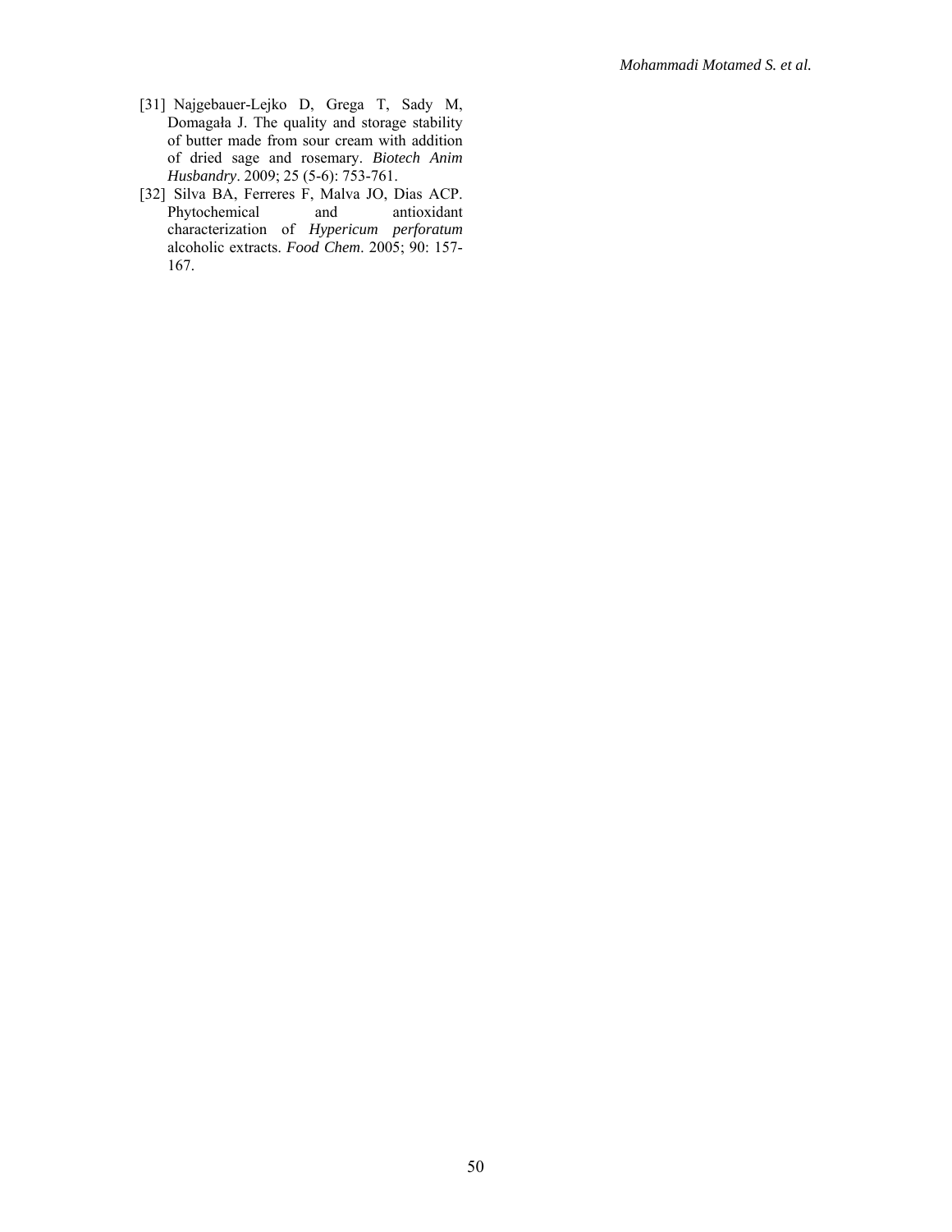[31] Najgebauer-Lejko D, Grega T, Sady M, Domagała J. The quality and storage stability of butter made from sour cream with addition of dried sage and rosemary. *Biotech Anim Husbandry*. 2009; 25 (5-6): 753-761.

[32] Silva BA, Ferreres F, Malva JO, Dias ACP. Phytochemical and antioxidant characterization of *Hypericum perforatum* alcoholic extracts. *Food Chem*. 2005; 90: 157-167.